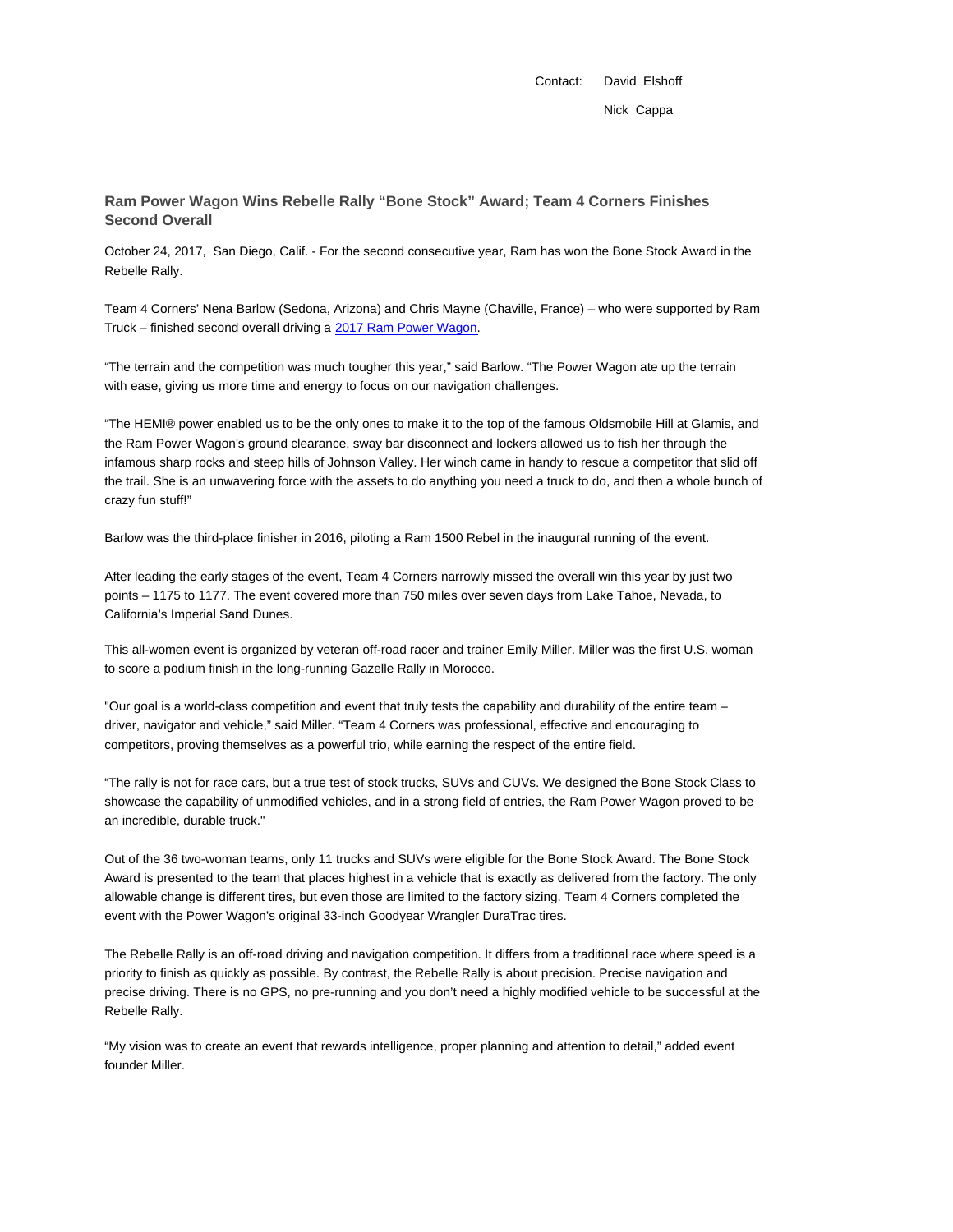Contact: David Elshoff

Nick Cappa

## Ram Power Wagon Wins Rebelle Rally "Bone Stock" Award; Team 4 Corners Finishes Second Overall

October 24, 2017, San Diego, Calif. - For the second consecutive year, Ram has won the Bone Stock Award in the Rebelle Rally.

Team 4 Corners' Nena Barlow (Sedona, Arizona) and Chris Mayne (Chaville, France) – who were supported by Ram Truck – finished second overall driving a 2017 Ram Power Wagon.

"The terrain and the competition was much tougher this year," said Barlow. "The Power Wagon ate up the terrain with ease, giving us more time and energy to focus on our navigation challenges.

"The HEMI® power enabled us to be the only ones to make it to the top of the famous Oldsmobile Hill at Glamis, and the Ram Power Wagon's ground clearance, sway bar disconnect and lockers allowed us to fish her through the infamous sharp rocks and steep hills of Johnson Valley. Her winch came in handy to rescue a competitor that slid off the trail. She is an unwavering force with the assets to do anything you need a truck to do, and then a whole bunch of crazy fun stuff!"

Barlow was the third-place finisher in 2016, piloting a Ram 1500 Rebel in the inaugural running of the event.

After leading the early stages of the event, Team 4 Corners narrowly missed the overall win this year by just two points – 1175 to 1177. The event covered more than 750 miles over seven days from Lake Tahoe, Nevada, to California's Imperial Sand Dunes.

This all-women event is organized by veteran off-road racer and trainer Emily Miller. Miller was the first U.S. woman to score a podium finish in the long-running Gazelle Rally in Morocco.

"Our goal is a world-class competition and event that truly tests the capability and durability of the entire team – driver, navigator and vehicle," said Miller. "Team 4 Corners was professional, effective and encouraging to competitors, proving themselves as a powerful trio, while earning the respect of the entire field.

"The rally is not for race cars, but a true test of stock trucks, SUVs and CUVs. We designed the Bone Stock Class to showcase the capability of unmodified vehicles, and in a strong field of entries, the Ram Power Wagon proved to be an incredible, durable truck."

Out of the 36 two-woman teams, only 11 trucks and SUVs were eligible for the Bone Stock Award. The Bone Stock Award is presented to the team that places highest in a vehicle that is exactly as delivered from the factory. The only allowable change is different tires, but even those are limited to the factory sizing. Team 4 Corners completed the event with the Power Wagon's original 33-inch Goodyear Wrangler DuraTrac tires.

The Rebelle Rally is an off-road driving and navigation competition. It differs from a traditional race where speed is a priority to finish as quickly as possible. By contrast, the Rebelle Rally is about precision. Precise navigation and precise driving. There is no GPS, no pre-running and you don't need a highly modified vehicle to be successful at the Rebelle Rally.

"My vision was to create an event that rewards intelligence, proper planning and attention to detail," added event founder Miller.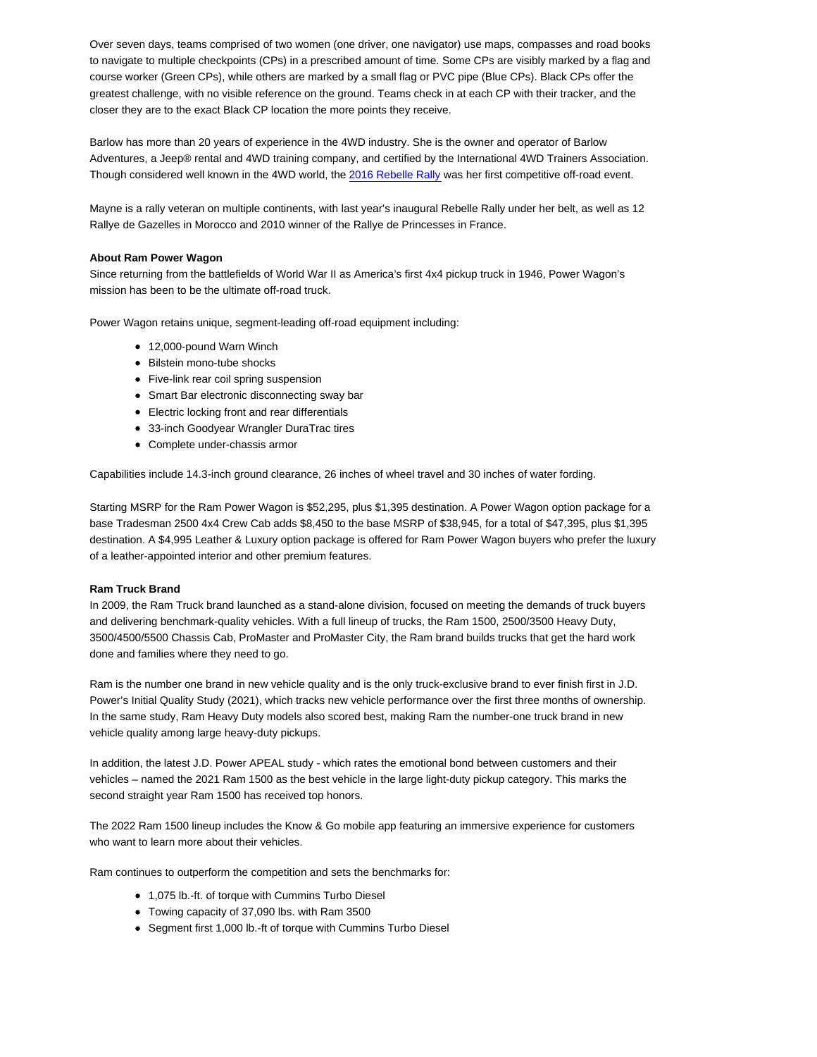Over seven days, teams comprised of two women (one driver, one navigator) use maps, compasses and road books to navigate to multiple checkpoints (CPs) in a prescribed amount of time. Some CPs are visibly marked by a flag and course worker (Green CPs), while others are marked by a small flag or PVC pipe (Blue CPs). Black CPs offer the greatest challenge, with no visible reference on the ground. Teams check in at each CP with their tracker, and the closer they are to the exact Black CP location the more points they receive.

Barlow has more than 20 years of experience in the 4WD industry. She is the owner and operator of Barlow Adventures, a Jeep® rental and 4WD training company, and certified by the International 4WD Trainers Association. Though considered well known in the 4WD world, the 2016 Rebelle Rally was her first competitive off-road event.

Mayne is a rally veteran on multiple continents, with last year's inaugural Rebelle Rally under her belt, as well as 12 Rallye de Gazelles in Morocco and 2010 winner of the Rallye de Princesses in France.

**About Ram Power Wagon**

Since returning from the battlefields of World War II as America's first 4x4 pickup truck in 1946, Power Wagon's mission has been to be the ultimate off-road truck.

Power Wagon retains unique, segment-leading off-road equipment including:

- 12,000-pound Warn Winch
- Bilstein mono-tube shocks
- Five-link rear coil spring suspension
- Smart Bar electronic disconnecting sway bar
- Electric locking front and rear differentials
- 33-inch Goodyear Wrangler DuraTrac tires
- Complete under-chassis armor

Capabilities include 14.3-inch ground clearance, 26 inches of wheel travel and 30 inches of water fording.

Starting MSRP for the Ram Power Wagon is $52,295, plus $1,395 destination. A Power Wagon option package for a base Tradesman 2500 4x4 Crew Cab adds $8,450 to the base MSRP of $38,945, for a total of $47,395, plus $1,395 destination. A $4,995 Leather & Luxury option package is offered for Ram Power Wagon buyers who prefer the luxury of a leather-appointed interior and other premium features.

**Ram Truck Brand**

In 2009, the Ram Truck brand launched as a stand-alone division, focused on meeting the demands of truck buyers and delivering benchmark-quality vehicles. With a full lineup of trucks, the Ram 1500, 2500/3500 Heavy Duty, 3500/4500/5500 Chassis Cab, ProMaster and ProMaster City, the Ram brand builds trucks that get the hard work done and families where they need to go.

Ram is the number one brand in new vehicle quality and is the only truck-exclusive brand to ever finish first in J.D. Power's Initial Quality Study (2021), which tracks new vehicle performance over the first three months of ownership. In the same study, Ram Heavy Duty models also scored best, making Ram the number-one truck brand in new vehicle quality among large heavy-duty pickups.

In addition, the latest J.D. Power APEAL study - which rates the emotional bond between customers and their vehicles – named the 2021 Ram 1500 as the best vehicle in the large light-duty pickup category. This marks the second straight year Ram 1500 has received top honors.

The 2022 Ram 1500 lineup includes the Know & Go mobile app featuring an immersive experience for customers who want to learn more about their vehicles.

Ram continues to outperform the competition and sets the benchmarks for:

- 1,075 lb.-ft. of torque with Cummins Turbo Diesel
- Towing capacity of 37,090 lbs. with Ram 3500
- Segment first 1,000 lb.-ft of torque with Cummins Turbo Diesel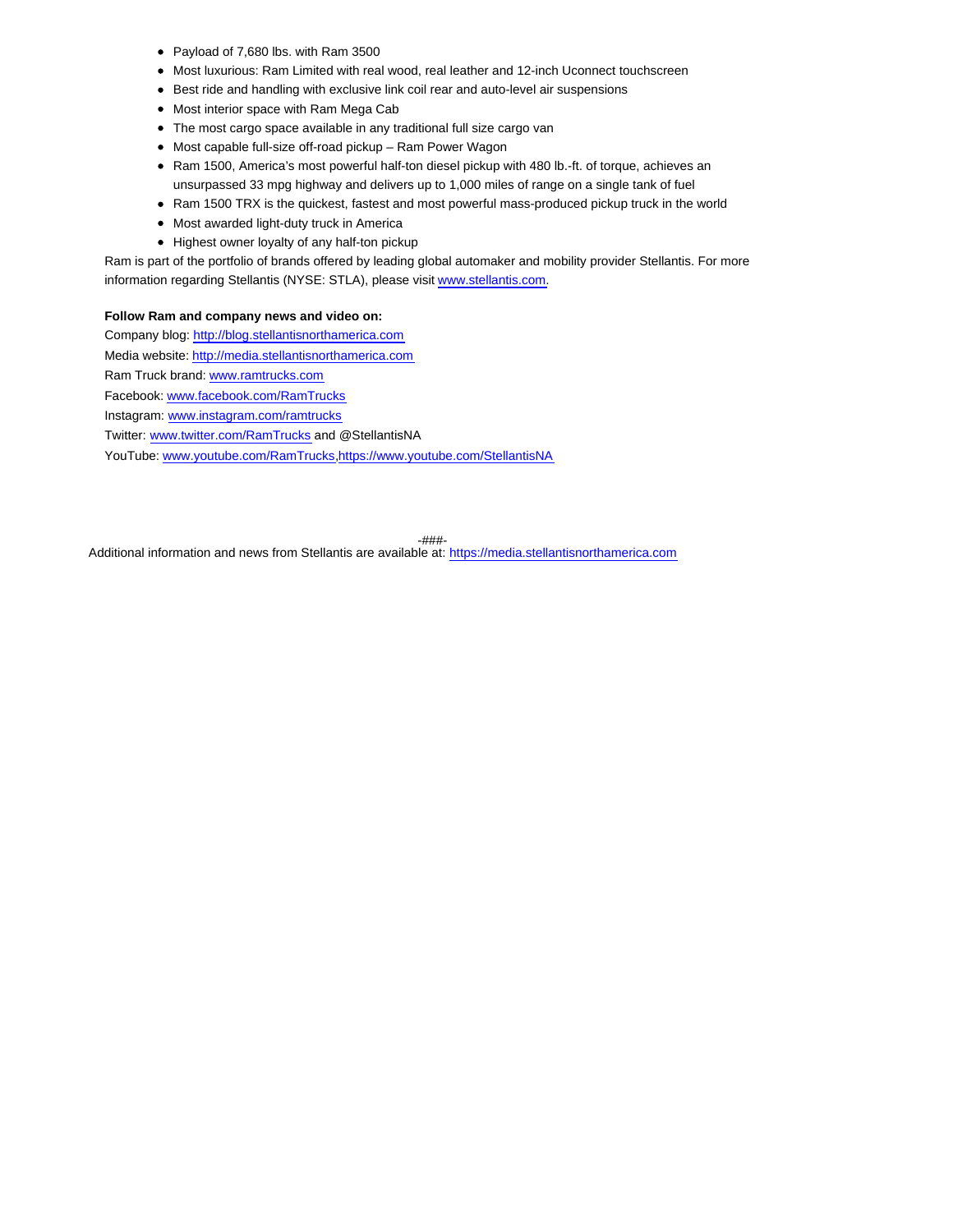- Payload of 7,680 lbs. with Ram 3500
- Most luxurious: Ram Limited with real wood, real leather and 12-inch Uconnect touchscreen
- Best ride and handling with exclusive link coil rear and auto-level air suspensions
- Most interior space with Ram Mega Cab
- The most cargo space available in any traditional full size cargo van
- Most capable full-size off-road pickup – Ram Power Wagon
- Ram 1500, America's most powerful half-ton diesel pickup with 480 lb.-ft. of torque, achieves an unsurpassed 33 mpg highway and delivers up to 1,000 miles of range on a single tank of fuel
- Ram 1500 TRX is the quickest, fastest and most powerful mass-produced pickup truck in the world
- Most awarded light-duty truck in America
- Highest owner loyalty of any half-ton pickup

Ram is part of the portfolio of brands offered by leading global automaker and mobility provider Stellantis. For more information regarding Stellantis (NYSE: STLA), please visit www.stellantis.com.

**Follow Ram and company news and video on:**

Company blog: http://blog.stellantisnorthamerica.com

Media website: http://media.stellantisnorthamerica.com

Ram Truck brand: www.ramtrucks.com

Facebook: www.facebook.com/RamTrucks

Instagram: www.instagram.com/ramtrucks

Twitter: www.twitter.com/RamTrucks and @StellantisNA

YouTube: www.youtube.com/RamTrucks,https://www.youtube.com/StellantisNA

-###-

Additional information and news from Stellantis are available at: https://media.stellantisnorthamerica.com